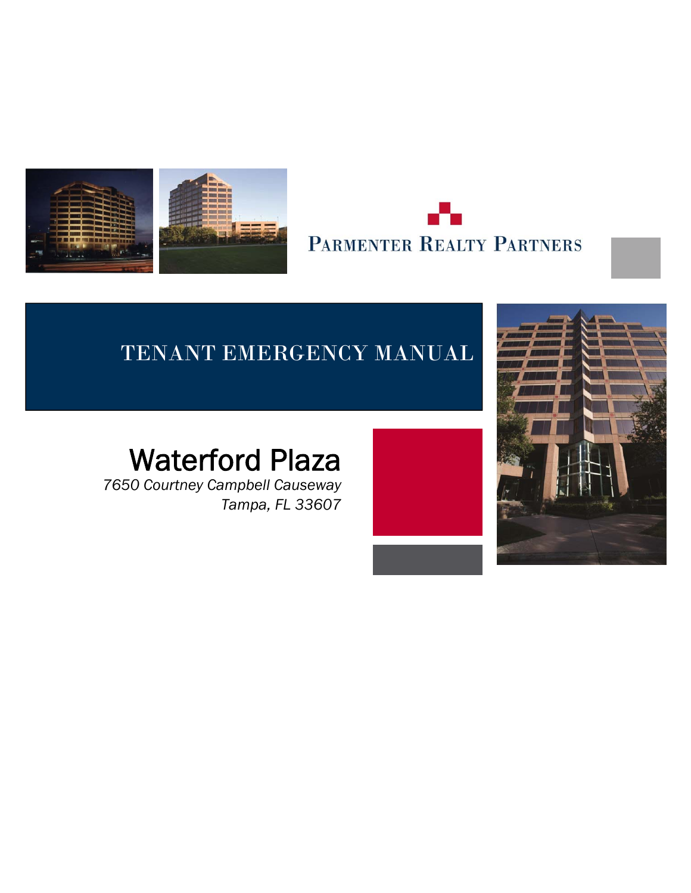PARMENTER REALTY PARTNERS

# TENANT EMERGENCY MANUAL

## Waterford Plaza

*7650 Courtney Campbell Causeway*
*Tampa, FL 33607*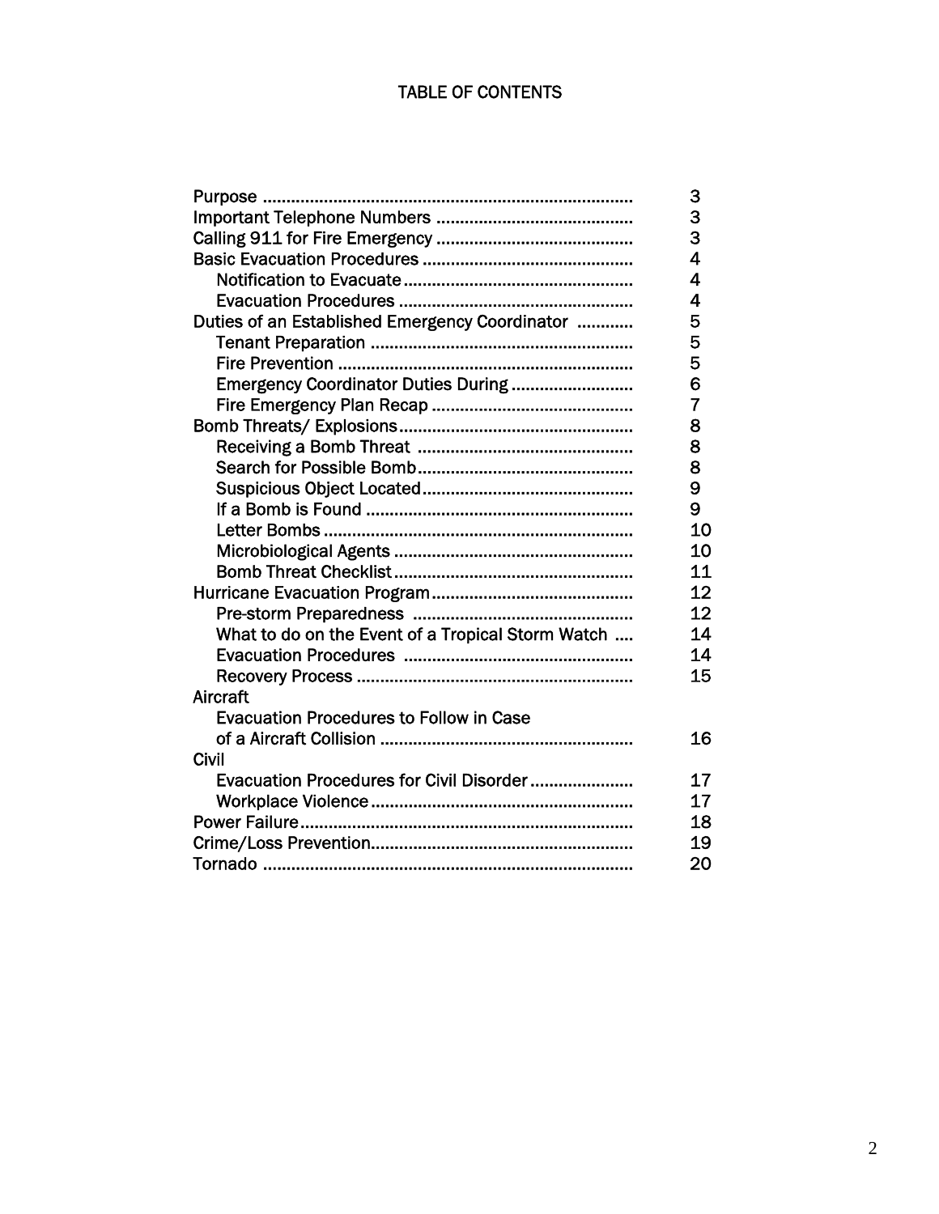# TABLE OF CONTENTS

| | |
|---|---|
| Purpose | 3 |
| Important Telephone Numbers | 3 |
| Calling 911 for Fire Emergency | 3 |
| Basic Evacuation Procedures | 4 |
| Notification to Evacuate | 4 |
| Evacuation Procedures | 4 |
| Duties of an Established Emergency Coordinator | 5 |
| Tenant Preparation | 5 |
| Fire Prevention | 5 |
| Emergency Coordinator Duties During | 6 |
| Fire Emergency Plan Recap | 7 |
| Bomb Threats/ Explosions | 8 |
| Receiving a Bomb Threat | 8 |
| Search for Possible Bomb | 8 |
| Suspicious Object Located | 9 |
| If a Bomb is Found | 9 |
| Letter Bombs | 10 |
| Microbiological Agents | 10 |
| Bomb Threat Checklist | 11 |
| Hurricane Evacuation Program | 12 |
| Pre-storm Preparedness | 12 |
| What to do on the Event of a Tropical Storm Watch | 14 |
| Evacuation Procedures | 14 |
| Recovery Process | 15 |
| Aircraft | |
| Evacuation Procedures to Follow in Case of a Aircraft Collision | 16 |
| Civil | |
| Evacuation Procedures for Civil Disorder | 17 |
| Workplace Violence | 17 |
| Power Failure | 18 |
| Crime/Loss Prevention | 19 |
| Tornado | 20 |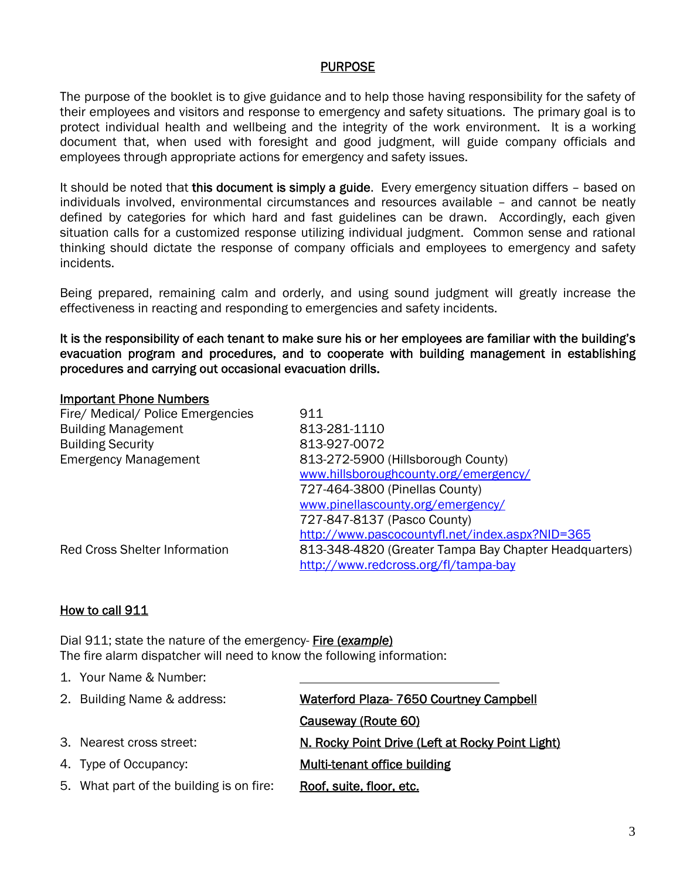## PURPOSE

The purpose of the booklet is to give guidance and to help those having responsibility for the safety of their employees and visitors and response to emergency and safety situations. The primary goal is to protect individual health and wellbeing and the integrity of the work environment. It is a working document that, when used with foresight and good judgment, will guide company officials and employees through appropriate actions for emergency and safety issues.

It should be noted that **this document is simply a guide**. Every emergency situation differs – based on individuals involved, environmental circumstances and resources available – and cannot be neatly defined by categories for which hard and fast guidelines can be drawn. Accordingly, each given situation calls for a customized response utilizing individual judgment. Common sense and rational thinking should dictate the response of company officials and employees to emergency and safety incidents.

Being prepared, remaining calm and orderly, and using sound judgment will greatly increase the effectiveness in reacting and responding to emergencies and safety incidents.

**It is the responsibility of each tenant to make sure his or her employees are familiar with the building's evacuation program and procedures, and to cooperate with building management in establishing procedures and carrying out occasional evacuation drills.**

### Important Phone Numbers

| | |
|---|---|
| Fire/ Medical/ Police Emergencies | 911 |
| Building Management | 813-281-1110 |
| Building Security | 813-927-0072 |
| Emergency Management | 813-272-5900 (Hillsborough County)<br>www.hillsboroughcounty.org/emergency/<br>727-464-3800 (Pinellas County)<br>www.pinellascounty.org/emergency/<br>727-847-8137 (Pasco County)<br>http://www.pascocountyfl.net/index.aspx?NID=365 |
| Red Cross Shelter Information | 813-348-4820 (Greater Tampa Bay Chapter Headquarters)<br>http://www.redcross.org/fl/tampa-bay |

### How to call 911

Dial 911; state the nature of the emergency- Fire (*example*)
The fire alarm dispatcher will need to know the following information:

1. Your Name & Number: ______________________
2. Building Name & address: Waterford Plaza- 7650 Courtney Campbell Causeway (Route 60)
3. Nearest cross street: N. Rocky Point Drive (Left at Rocky Point Light)
4. Type of Occupancy: Multi-tenant office building
5. What part of the building is on fire: Roof, suite, floor, etc.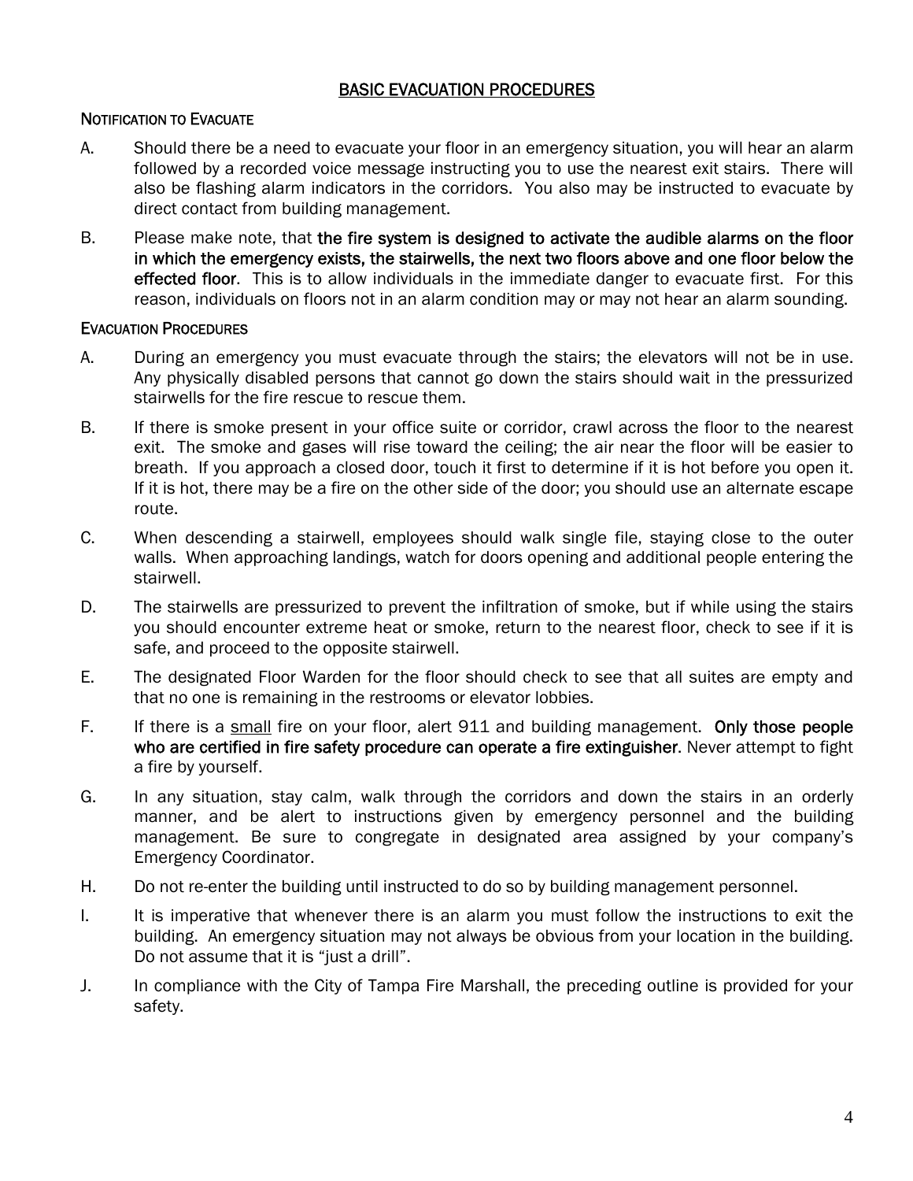# BASIC EVACUATION PROCEDURES

## NOTIFICATION TO EVACUATE

A. Should there be a need to evacuate your floor in an emergency situation, you will hear an alarm followed by a recorded voice message instructing you to use the nearest exit stairs. There will also be flashing alarm indicators in the corridors. You also may be instructed to evacuate by direct contact from building management.

B. Please make note, that **the fire system is designed to activate the audible alarms on the floor in which the emergency exists, the stairwells, the next two floors above and one floor below the effected floor**. This is to allow individuals in the immediate danger to evacuate first. For this reason, individuals on floors not in an alarm condition may or may not hear an alarm sounding.

## EVACUATION PROCEDURES

A. During an emergency you must evacuate through the stairs; the elevators will not be in use. Any physically disabled persons that cannot go down the stairs should wait in the pressurized stairwells for the fire rescue to rescue them.

B. If there is smoke present in your office suite or corridor, crawl across the floor to the nearest exit. The smoke and gases will rise toward the ceiling; the air near the floor will be easier to breath. If you approach a closed door, touch it first to determine if it is hot before you open it. If it is hot, there may be a fire on the other side of the door; you should use an alternate escape route.

C. When descending a stairwell, employees should walk single file, staying close to the outer walls. When approaching landings, watch for doors opening and additional people entering the stairwell.

D. The stairwells are pressurized to prevent the infiltration of smoke, but if while using the stairs you should encounter extreme heat or smoke, return to the nearest floor, check to see if it is safe, and proceed to the opposite stairwell.

E. The designated Floor Warden for the floor should check to see that all suites are empty and that no one is remaining in the restrooms or elevator lobbies.

F. If there is a <u>small</u> fire on your floor, alert 911 and building management. **Only those people who are certified in fire safety procedure can operate a fire extinguisher**. Never attempt to fight a fire by yourself.

G. In any situation, stay calm, walk through the corridors and down the stairs in an orderly manner, and be alert to instructions given by emergency personnel and the building management. Be sure to congregate in designated area assigned by your company's Emergency Coordinator.

H. Do not re-enter the building until instructed to do so by building management personnel.

I. It is imperative that whenever there is an alarm you must follow the instructions to exit the building. An emergency situation may not always be obvious from your location in the building. Do not assume that it is "just a drill".

J. In compliance with the City of Tampa Fire Marshall, the preceding outline is provided for your safety.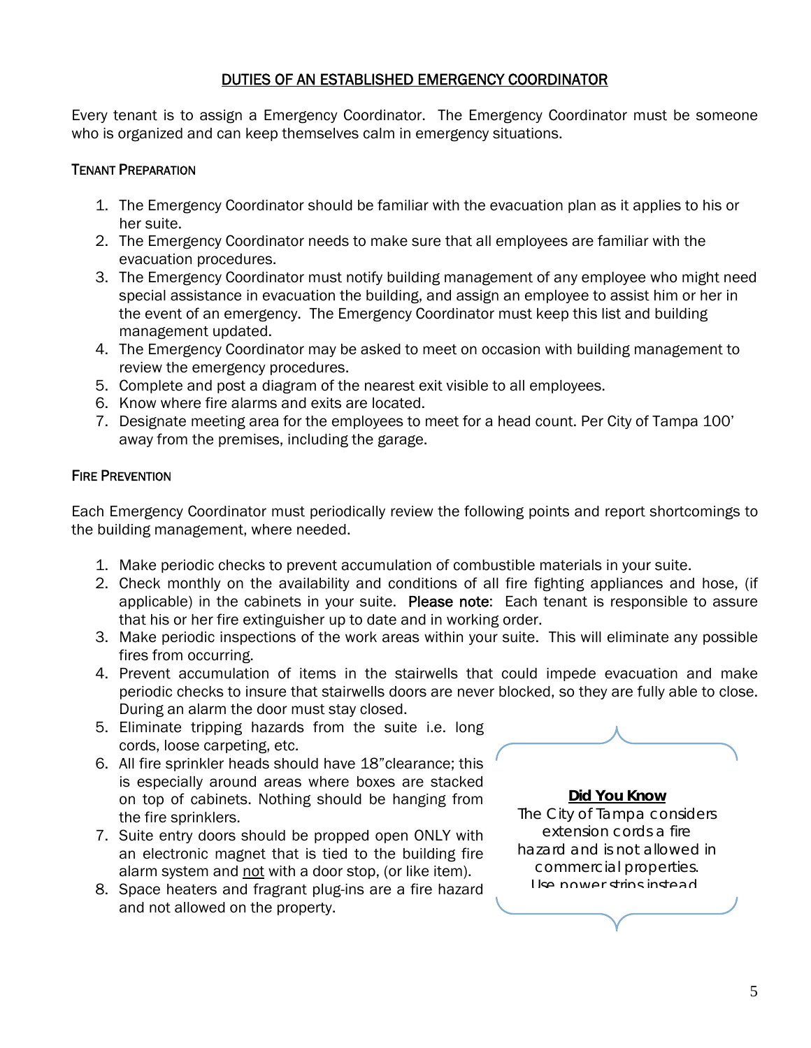## DUTIES OF AN ESTABLISHED EMERGENCY COORDINATOR

Every tenant is to assign a Emergency Coordinator. The Emergency Coordinator must be someone who is organized and can keep themselves calm in emergency situations.

### TENANT PREPARATION

1. The Emergency Coordinator should be familiar with the evacuation plan as it applies to his or her suite.
2. The Emergency Coordinator needs to make sure that all employees are familiar with the evacuation procedures.
3. The Emergency Coordinator must notify building management of any employee who might need special assistance in evacuation the building, and assign an employee to assist him or her in the event of an emergency. The Emergency Coordinator must keep this list and building management updated.
4. The Emergency Coordinator may be asked to meet on occasion with building management to review the emergency procedures.
5. Complete and post a diagram of the nearest exit visible to all employees.
6. Know where fire alarms and exits are located.
7. Designate meeting area for the employees to meet for a head count. Per City of Tampa 100' away from the premises, including the garage.

### FIRE PREVENTION

Each Emergency Coordinator must periodically review the following points and report shortcomings to the building management, where needed.

1. Make periodic checks to prevent accumulation of combustible materials in your suite.
2. Check monthly on the availability and conditions of all fire fighting appliances and hose, (if applicable) in the cabinets in your suite. **Please note**: Each tenant is responsible to assure that his or her fire extinguisher up to date and in working order.
3. Make periodic inspections of the work areas within your suite. This will eliminate any possible fires from occurring.
4. Prevent accumulation of items in the stairwells that could impede evacuation and make periodic checks to insure that stairwells doors are never blocked, so they are fully able to close. During an alarm the door must stay closed.
5. Eliminate tripping hazards from the suite i.e. long cords, loose carpeting, etc.
6. All fire sprinkler heads should have 18"clearance; this is especially around areas where boxes are stacked on top of cabinets. Nothing should be hanging from the fire sprinklers.
7. Suite entry doors should be propped open ONLY with an electronic magnet that is tied to the building fire alarm system and not with a door stop, (or like item).
8. Space heaters and fragrant plug-ins are a fire hazard and not allowed on the property.

> **Did You Know**
>
> The City of Tampa considers extension cords a fire hazard and is not allowed in commercial properties. Use power strips instead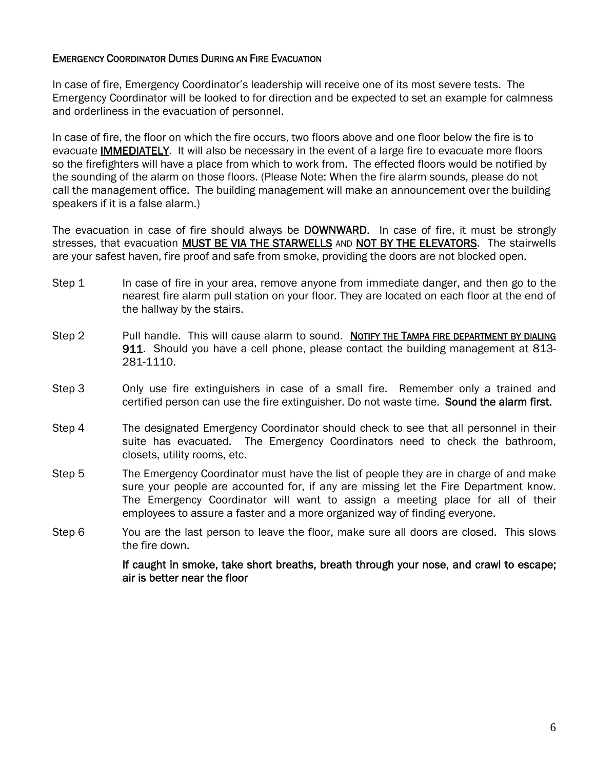## EMERGENCY COORDINATOR DUTIES DURING AN FIRE EVACUATION

In case of fire, Emergency Coordinator's leadership will receive one of its most severe tests. The Emergency Coordinator will be looked to for direction and be expected to set an example for calmness and orderliness in the evacuation of personnel.

In case of fire, the floor on which the fire occurs, two floors above and one floor below the fire is to evacuate **IMMEDIATELY**. It will also be necessary in the event of a large fire to evacuate more floors so the firefighters will have a place from which to work from. The effected floors would be notified by the sounding of the alarm on those floors. (Please Note: When the fire alarm sounds, please do not call the management office. The building management will make an announcement over the building speakers if it is a false alarm.)

The evacuation in case of fire should always be **DOWNWARD**. In case of fire, it must be strongly stresses, that evacuation **MUST BE VIA THE STARWELLS** AND **NOT BY THE ELEVATORS**. The stairwells are your safest haven, fire proof and safe from smoke, providing the doors are not blocked open.

Step 1 In case of fire in your area, remove anyone from immediate danger, and then go to the nearest fire alarm pull station on your floor. They are located on each floor at the end of the hallway by the stairs.

Step 2 Pull handle. This will cause alarm to sound. **NOTIFY THE TAMPA FIRE DEPARTMENT BY DIALING 911**. Should you have a cell phone, please contact the building management at 813-281-1110.

Step 3 Only use fire extinguishers in case of a small fire. Remember only a trained and certified person can use the fire extinguisher. Do not waste time. **Sound the alarm first.**

Step 4 The designated Emergency Coordinator should check to see that all personnel in their suite has evacuated. The Emergency Coordinators need to check the bathroom, closets, utility rooms, etc.

Step 5 The Emergency Coordinator must have the list of people they are in charge of and make sure your people are accounted for, if any are missing let the Fire Department know. The Emergency Coordinator will want to assign a meeting place for all of their employees to assure a faster and a more organized way of finding everyone.

Step 6 You are the last person to leave the floor, make sure all doors are closed. This slows the fire down.

**If caught in smoke, take short breaths, breath through your nose, and crawl to escape; air is better near the floor**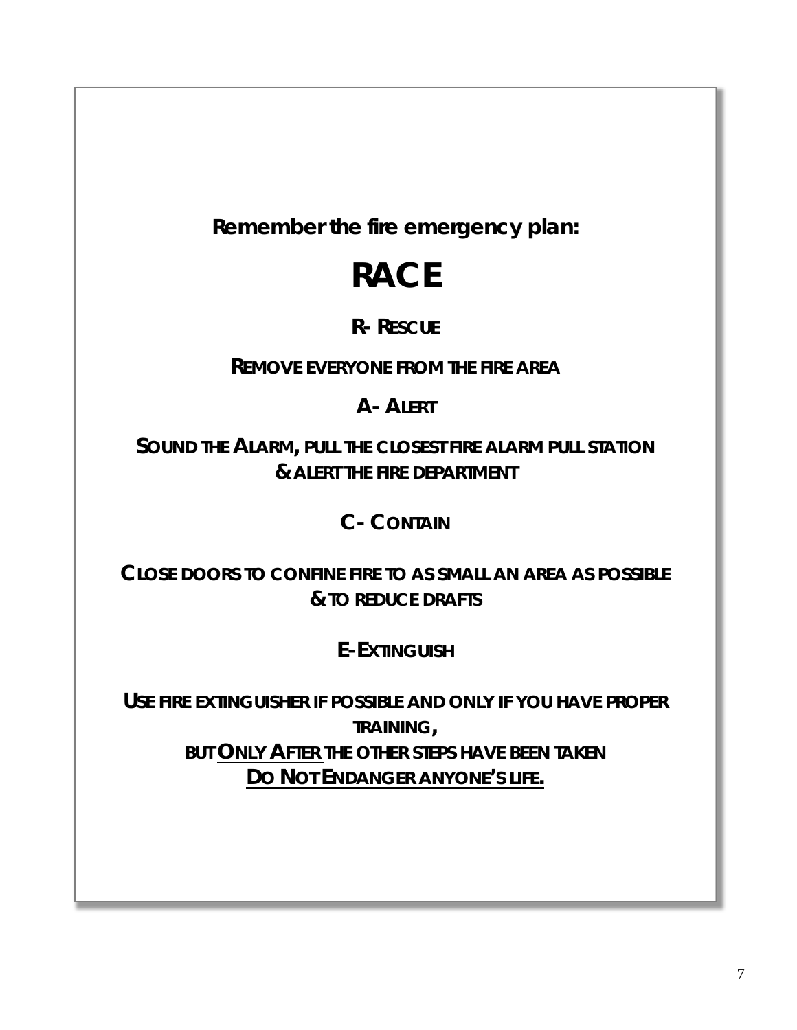**Remember the fire emergency plan:**

# RACE

**R- RESCUE**

**REMOVE EVERYONE FROM THE FIRE AREA**

**A- ALERT**

**SOUND THE ALARM, PULL THE CLOSEST FIRE ALARM PULL STATION & ALERT THE FIRE DEPARTMENT**

**C - CONTAIN**

**CLOSE DOORS TO CONFINE FIRE TO AS SMALL AN AREA AS POSSIBLE & TO REDUCE DRAFTS**

**E-EXTINGUISH**

**USE FIRE EXTINGUISHER IF POSSIBLE AND ONLY IF YOU HAVE PROPER TRAINING,**
**BUT <u>ONLY AFTER</u> THE OTHER STEPS HAVE BEEN TAKEN**
**<u>DO NOT ENDANGER ANYONE'S LIFE.</u>**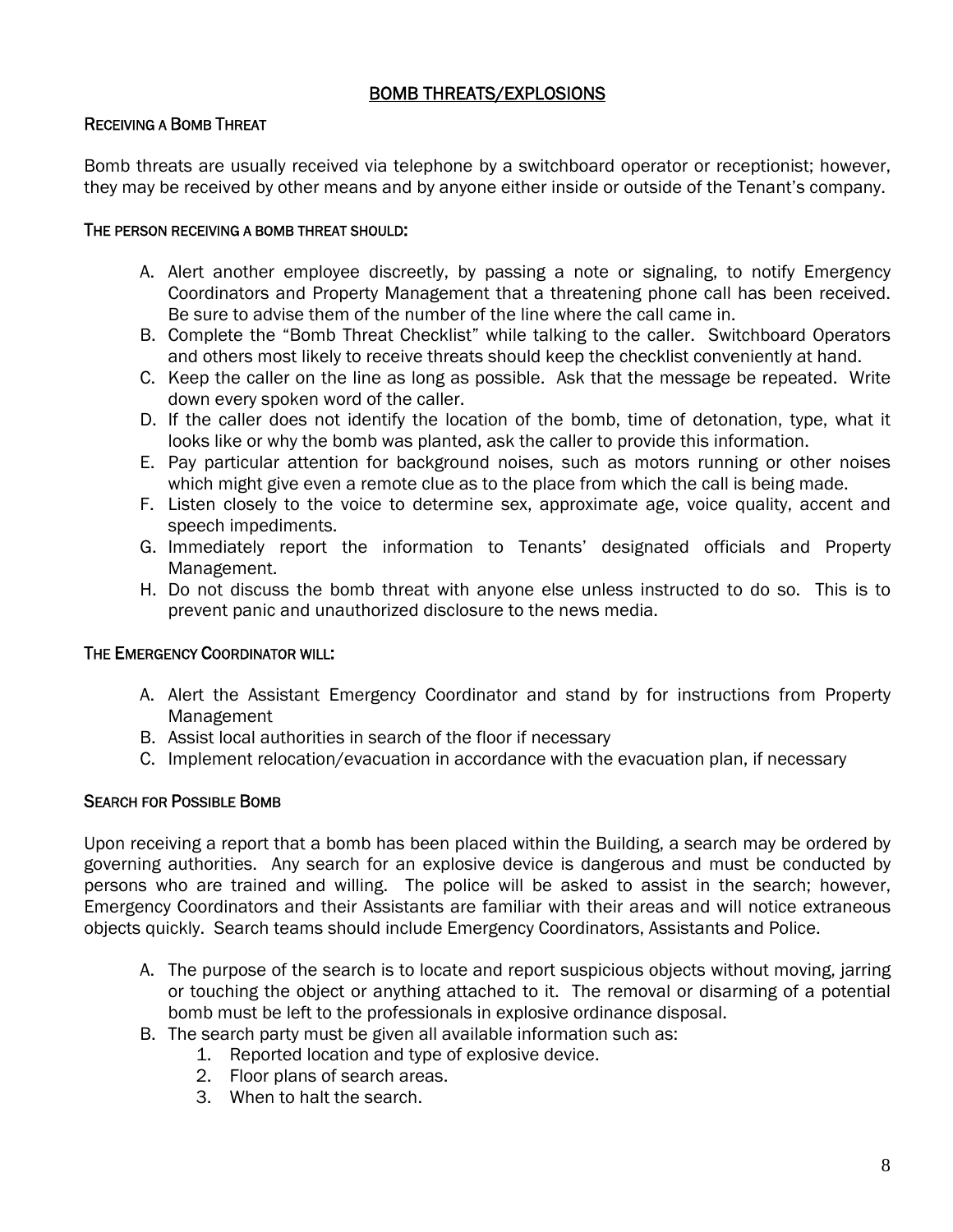# BOMB THREATS/EXPLOSIONS

## Receiving a Bomb Threat

Bomb threats are usually received via telephone by a switchboard operator or receptionist; however, they may be received by other means and by anyone either inside or outside of the Tenant's company.

### The person receiving a bomb threat should:

A. Alert another employee discreetly, by passing a note or signaling, to notify Emergency Coordinators and Property Management that a threatening phone call has been received. Be sure to advise them of the number of the line where the call came in.
B. Complete the "Bomb Threat Checklist" while talking to the caller. Switchboard Operators and others most likely to receive threats should keep the checklist conveniently at hand.
C. Keep the caller on the line as long as possible. Ask that the message be repeated. Write down every spoken word of the caller.
D. If the caller does not identify the location of the bomb, time of detonation, type, what it looks like or why the bomb was planted, ask the caller to provide this information.
E. Pay particular attention for background noises, such as motors running or other noises which might give even a remote clue as to the place from which the call is being made.
F. Listen closely to the voice to determine sex, approximate age, voice quality, accent and speech impediments.
G. Immediately report the information to Tenants' designated officials and Property Management.
H. Do not discuss the bomb threat with anyone else unless instructed to do so. This is to prevent panic and unauthorized disclosure to the news media.

### The Emergency Coordinator will:

A. Alert the Assistant Emergency Coordinator and stand by for instructions from Property Management
B. Assist local authorities in search of the floor if necessary
C. Implement relocation/evacuation in accordance with the evacuation plan, if necessary

## Search for Possible Bomb

Upon receiving a report that a bomb has been placed within the Building, a search may be ordered by governing authorities. Any search for an explosive device is dangerous and must be conducted by persons who are trained and willing. The police will be asked to assist in the search; however, Emergency Coordinators and their Assistants are familiar with their areas and will notice extraneous objects quickly. Search teams should include Emergency Coordinators, Assistants and Police.

A. The purpose of the search is to locate and report suspicious objects without moving, jarring or touching the object or anything attached to it. The removal or disarming of a potential bomb must be left to the professionals in explosive ordinance disposal.
B. The search party must be given all available information such as:
    1. Reported location and type of explosive device.
    2. Floor plans of search areas.
    3. When to halt the search.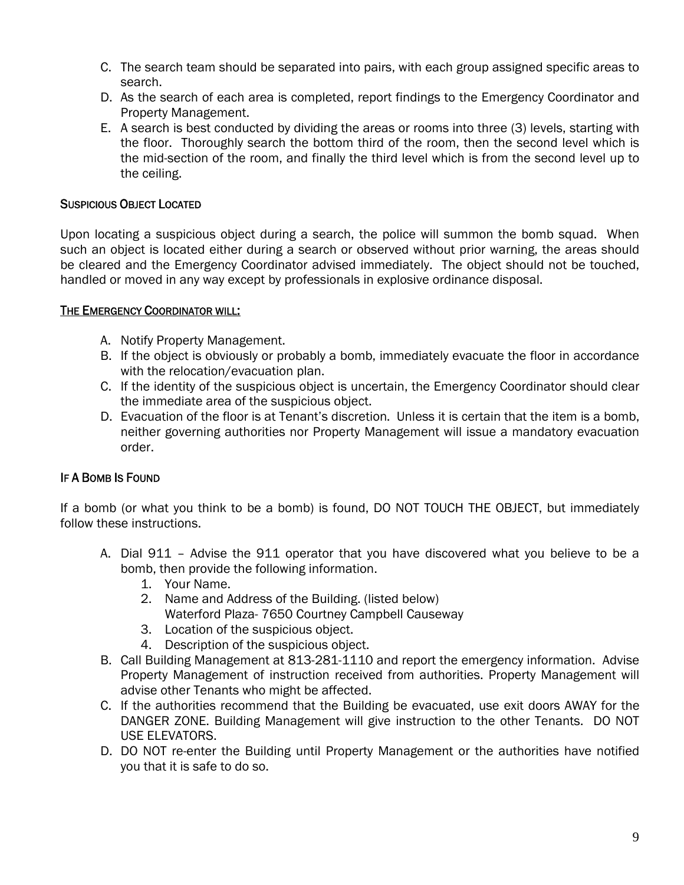C. The search team should be separated into pairs, with each group assigned specific areas to search.
D. As the search of each area is completed, report findings to the Emergency Coordinator and Property Management.
E. A search is best conducted by dividing the areas or rooms into three (3) levels, starting with the floor. Thoroughly search the bottom third of the room, then the second level which is the mid-section of the room, and finally the third level which is from the second level up to the ceiling.

### SUSPICIOUS OBJECT LOCATED

Upon locating a suspicious object during a search, the police will summon the bomb squad. When such an object is located either during a search or observed without prior warning, the areas should be cleared and the Emergency Coordinator advised immediately. The object should not be touched, handled or moved in any way except by professionals in explosive ordinance disposal.

### THE EMERGENCY COORDINATOR WILL:

A. Notify Property Management.
B. If the object is obviously or probably a bomb, immediately evacuate the floor in accordance with the relocation/evacuation plan.
C. If the identity of the suspicious object is uncertain, the Emergency Coordinator should clear the immediate area of the suspicious object.
D. Evacuation of the floor is at Tenant's discretion. Unless it is certain that the item is a bomb, neither governing authorities nor Property Management will issue a mandatory evacuation order.

### IF A BOMB IS FOUND

If a bomb (or what you think to be a bomb) is found, DO NOT TOUCH THE OBJECT, but immediately follow these instructions.

A. Dial 911 – Advise the 911 operator that you have discovered what you believe to be a bomb, then provide the following information.
   1. Your Name.
   2. Name and Address of the Building. (listed below)
      Waterford Plaza- 7650 Courtney Campbell Causeway
   3. Location of the suspicious object.
   4. Description of the suspicious object.
B. Call Building Management at 813-281-1110 and report the emergency information. Advise Property Management of instruction received from authorities. Property Management will advise other Tenants who might be affected.
C. If the authorities recommend that the Building be evacuated, use exit doors AWAY for the DANGER ZONE. Building Management will give instruction to the other Tenants. DO NOT USE ELEVATORS.
D. DO NOT re-enter the Building until Property Management or the authorities have notified you that it is safe to do so.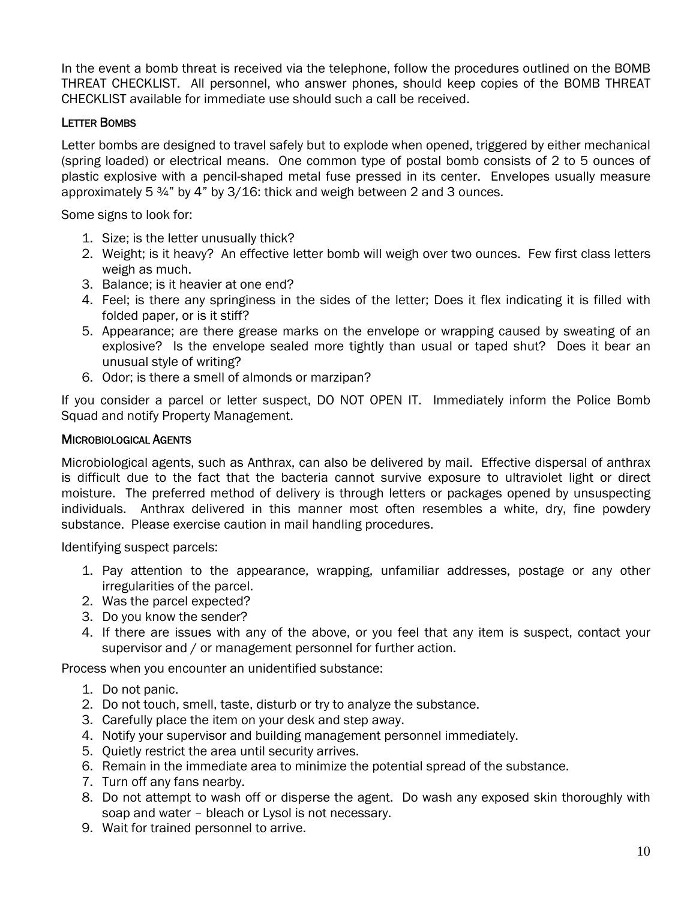In the event a bomb threat is received via the telephone, follow the procedures outlined on the BOMB THREAT CHECKLIST. All personnel, who answer phones, should keep copies of the BOMB THREAT CHECKLIST available for immediate use should such a call be received.

### Letter Bombs

Letter bombs are designed to travel safely but to explode when opened, triggered by either mechanical (spring loaded) or electrical means. One common type of postal bomb consists of 2 to 5 ounces of plastic explosive with a pencil-shaped metal fuse pressed in its center. Envelopes usually measure approximately 5 ¾" by 4" by 3/16: thick and weigh between 2 and 3 ounces.

Some signs to look for:

1. Size; is the letter unusually thick?
2. Weight; is it heavy? An effective letter bomb will weigh over two ounces. Few first class letters weigh as much.
3. Balance; is it heavier at one end?
4. Feel; is there any springiness in the sides of the letter; Does it flex indicating it is filled with folded paper, or is it stiff?
5. Appearance; are there grease marks on the envelope or wrapping caused by sweating of an explosive? Is the envelope sealed more tightly than usual or taped shut? Does it bear an unusual style of writing?
6. Odor; is there a smell of almonds or marzipan?

If you consider a parcel or letter suspect, DO NOT OPEN IT. Immediately inform the Police Bomb Squad and notify Property Management.

### Microbiological Agents

Microbiological agents, such as Anthrax, can also be delivered by mail. Effective dispersal of anthrax is difficult due to the fact that the bacteria cannot survive exposure to ultraviolet light or direct moisture. The preferred method of delivery is through letters or packages opened by unsuspecting individuals. Anthrax delivered in this manner most often resembles a white, dry, fine powdery substance. Please exercise caution in mail handling procedures.

Identifying suspect parcels:

1. Pay attention to the appearance, wrapping, unfamiliar addresses, postage or any other irregularities of the parcel.
2. Was the parcel expected?
3. Do you know the sender?
4. If there are issues with any of the above, or you feel that any item is suspect, contact your supervisor and / or management personnel for further action.

Process when you encounter an unidentified substance:

1. Do not panic.
2. Do not touch, smell, taste, disturb or try to analyze the substance.
3. Carefully place the item on your desk and step away.
4. Notify your supervisor and building management personnel immediately.
5. Quietly restrict the area until security arrives.
6. Remain in the immediate area to minimize the potential spread of the substance.
7. Turn off any fans nearby.
8. Do not attempt to wash off or disperse the agent. Do wash any exposed skin thoroughly with soap and water – bleach or Lysol is not necessary.
9. Wait for trained personnel to arrive.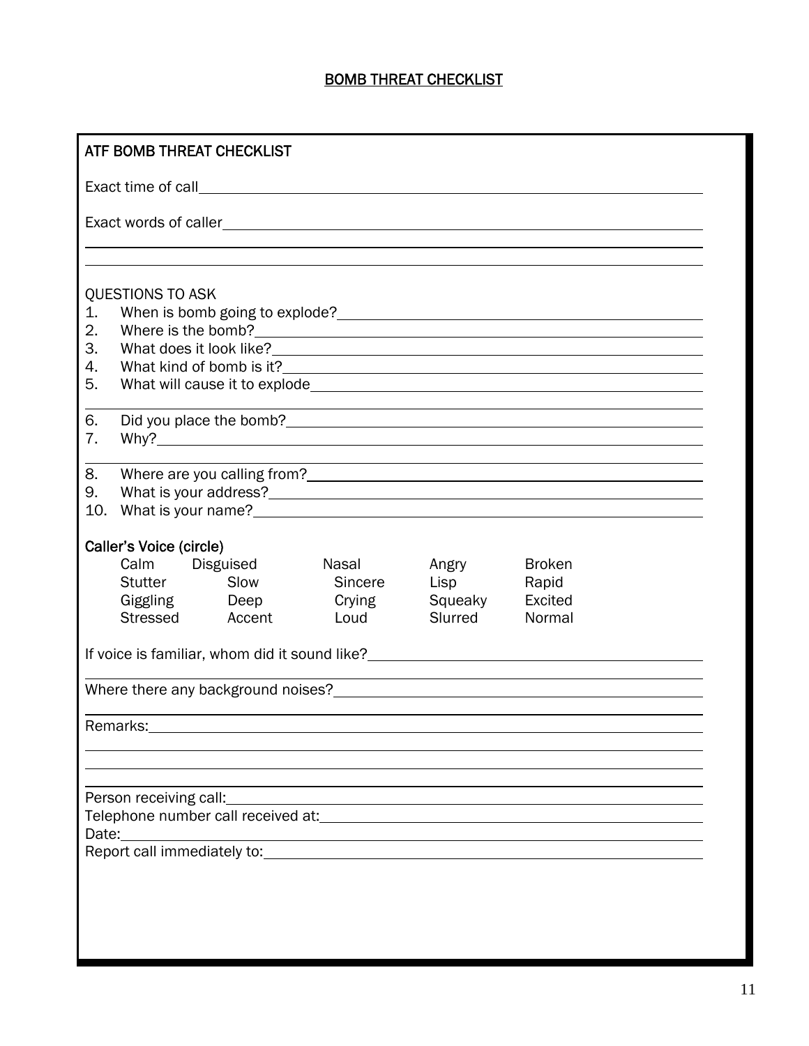# BOMB THREAT CHECKLIST

## ATF BOMB THREAT CHECKLIST

Exact time of call ______________________________

Exact words of caller ______________________________

______________________________

______________________________

QUESTIONS TO ASK

1. When is bomb going to explode? ______________________________
2. Where is the bomb? ______________________________
3. What does it look like? ______________________________
4. What kind of bomb is it? ______________________________
5. What will cause it to explode ______________________________

______________________________

6. Did you place the bomb? ______________________________
7. Why? ______________________________

______________________________

8. Where are you calling from? ______________________________
9. What is your address? ______________________________
10. What is your name? ______________________________

**Caller's Voice (circle)**

| | | | | |
|---|---|---|---|---|
| Calm | Disguised | Nasal | Angry | Broken |
| Stutter | Slow | Sincere | Lisp | Rapid |
| Giggling | Deep | Crying | Squeaky | Excited |
| Stressed | Accent | Loud | Slurred | Normal |

If voice is familiar, whom did it sound like? ______________________________

______________________________

Where there any background noises? ______________________________

______________________________

Remarks: ______________________________

______________________________

______________________________

______________________________

Person receiving call: ______________________________

Telephone number call received at: ______________________________

Date: ______________________________

Report call immediately to: ______________________________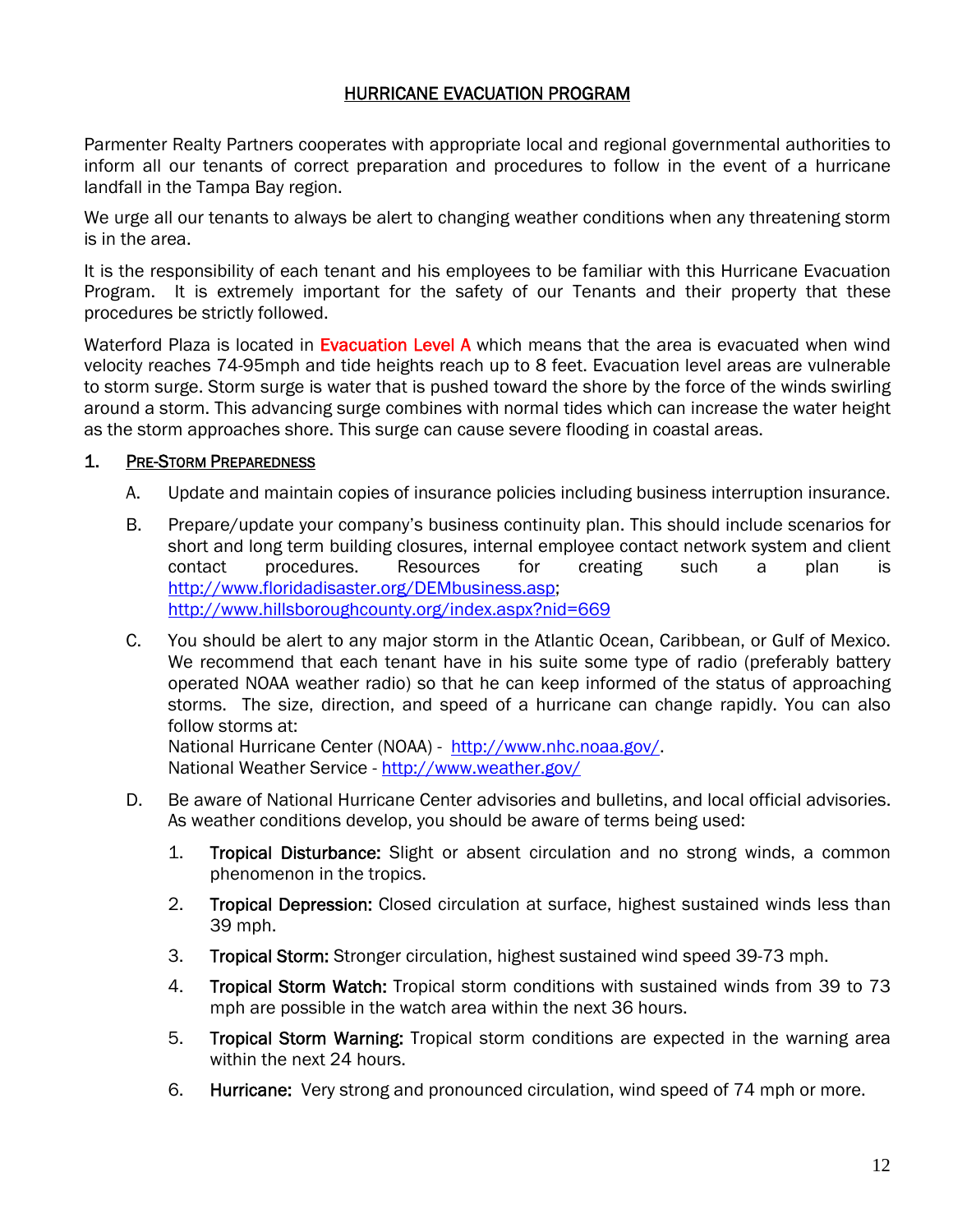# HURRICANE EVACUATION PROGRAM

Parmenter Realty Partners cooperates with appropriate local and regional governmental authorities to inform all our tenants of correct preparation and procedures to follow in the event of a hurricane landfall in the Tampa Bay region.

We urge all our tenants to always be alert to changing weather conditions when any threatening storm is in the area.

It is the responsibility of each tenant and his employees to be familiar with this Hurricane Evacuation Program. It is extremely important for the safety of our Tenants and their property that these procedures be strictly followed.

Waterford Plaza is located in Evacuation Level A which means that the area is evacuated when wind velocity reaches 74-95mph and tide heights reach up to 8 feet. Evacuation level areas are vulnerable to storm surge. Storm surge is water that is pushed toward the shore by the force of the winds swirling around a storm. This advancing surge combines with normal tides which can increase the water height as the storm approaches shore. This surge can cause severe flooding in coastal areas.

## 1. Pre-Storm Preparedness

A. Update and maintain copies of insurance policies including business interruption insurance.

B. Prepare/update your company's business continuity plan. This should include scenarios for short and long term building closures, internal employee contact network system and client contact procedures. Resources for creating such a plan is http://www.floridadisaster.org/DEMbusiness.asp; http://www.hillsboroughcounty.org/index.aspx?nid=669

C. You should be alert to any major storm in the Atlantic Ocean, Caribbean, or Gulf of Mexico. We recommend that each tenant have in his suite some type of radio (preferably battery operated NOAA weather radio) so that he can keep informed of the status of approaching storms. The size, direction, and speed of a hurricane can change rapidly. You can also follow storms at:
National Hurricane Center (NOAA) - http://www.nhc.noaa.gov/.
National Weather Service - http://www.weather.gov/

D. Be aware of National Hurricane Center advisories and bulletins, and local official advisories. As weather conditions develop, you should be aware of terms being used:

1. **Tropical Disturbance:** Slight or absent circulation and no strong winds, a common phenomenon in the tropics.
2. **Tropical Depression:** Closed circulation at surface, highest sustained winds less than 39 mph.
3. **Tropical Storm:** Stronger circulation, highest sustained wind speed 39-73 mph.
4. **Tropical Storm Watch:** Tropical storm conditions with sustained winds from 39 to 73 mph are possible in the watch area within the next 36 hours.
5. **Tropical Storm Warning:** Tropical storm conditions are expected in the warning area within the next 24 hours.
6. **Hurricane:** Very strong and pronounced circulation, wind speed of 74 mph or more.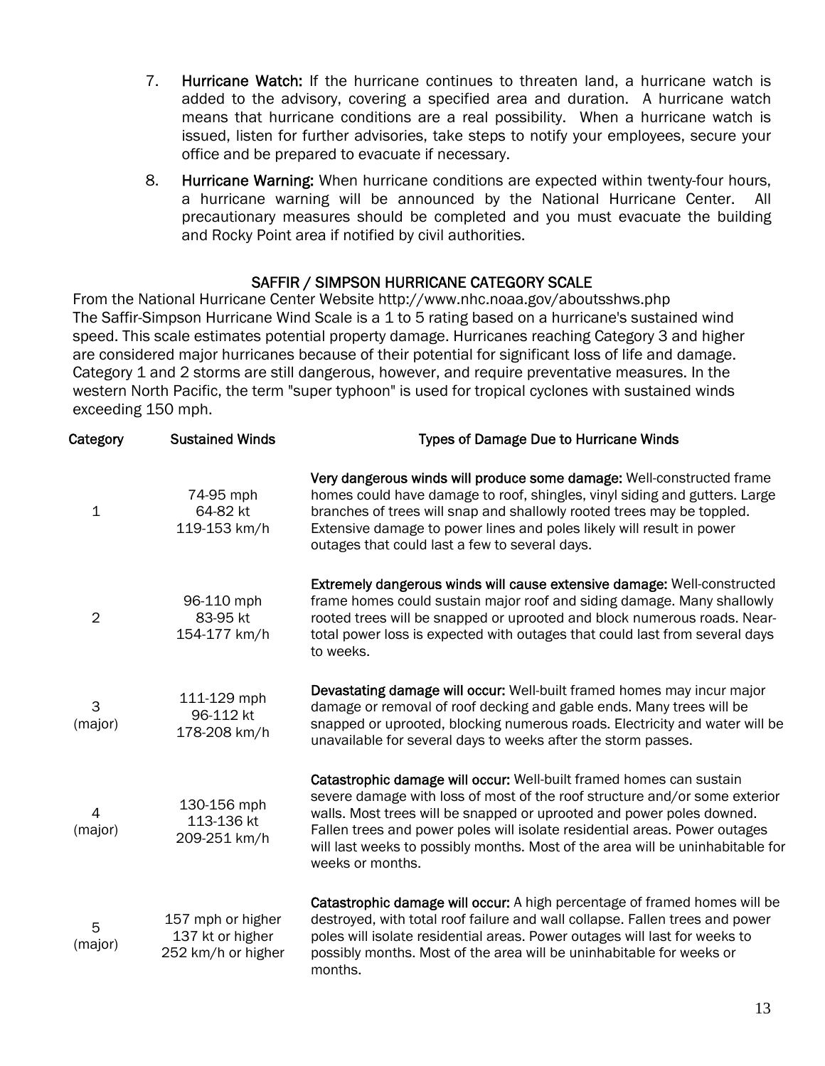7. **Hurricane Watch:** If the hurricane continues to threaten land, a hurricane watch is added to the advisory, covering a specified area and duration. A hurricane watch means that hurricane conditions are a real possibility. When a hurricane watch is issued, listen for further advisories, take steps to notify your employees, secure your office and be prepared to evacuate if necessary.

8. **Hurricane Warning:** When hurricane conditions are expected within twenty-four hours, a hurricane warning will be announced by the National Hurricane Center. All precautionary measures should be completed and you must evacuate the building and Rocky Point area if notified by civil authorities.

## SAFFIR / SIMPSON HURRICANE CATEGORY SCALE

From the National Hurricane Center Website http://www.nhc.noaa.gov/aboutsshws.php
The Saffir-Simpson Hurricane Wind Scale is a 1 to 5 rating based on a hurricane's sustained wind speed. This scale estimates potential property damage. Hurricanes reaching Category 3 and higher are considered major hurricanes because of their potential for significant loss of life and damage. Category 1 and 2 storms are still dangerous, however, and require preventative measures. In the western North Pacific, the term "super typhoon" is used for tropical cyclones with sustained winds exceeding 150 mph.

| Category | Sustained Winds | Types of Damage Due to Hurricane Winds |
|---|---|---|
| 1 | 74-95 mph<br>64-82 kt<br>119-153 km/h | **Very dangerous winds will produce some damage:** Well-constructed frame homes could have damage to roof, shingles, vinyl siding and gutters. Large branches of trees will snap and shallowly rooted trees may be toppled. Extensive damage to power lines and poles likely will result in power outages that could last a few to several days. |
| 2 | 96-110 mph<br>83-95 kt<br>154-177 km/h | **Extremely dangerous winds will cause extensive damage:** Well-constructed frame homes could sustain major roof and siding damage. Many shallowly rooted trees will be snapped or uprooted and block numerous roads. Near-total power loss is expected with outages that could last from several days to weeks. |
| 3<br>(major) | 111-129 mph<br>96-112 kt<br>178-208 km/h | **Devastating damage will occur:** Well-built framed homes may incur major damage or removal of roof decking and gable ends. Many trees will be snapped or uprooted, blocking numerous roads. Electricity and water will be unavailable for several days to weeks after the storm passes. |
| 4<br>(major) | 130-156 mph<br>113-136 kt<br>209-251 km/h | **Catastrophic damage will occur:** Well-built framed homes can sustain severe damage with loss of most of the roof structure and/or some exterior walls. Most trees will be snapped or uprooted and power poles downed. Fallen trees and power poles will isolate residential areas. Power outages will last weeks to possibly months. Most of the area will be uninhabitable for weeks or months. |
| 5<br>(major) | 157 mph or higher<br>137 kt or higher<br>252 km/h or higher | **Catastrophic damage will occur:** A high percentage of framed homes will be destroyed, with total roof failure and wall collapse. Fallen trees and power poles will isolate residential areas. Power outages will last for weeks to possibly months. Most of the area will be uninhabitable for weeks or months. |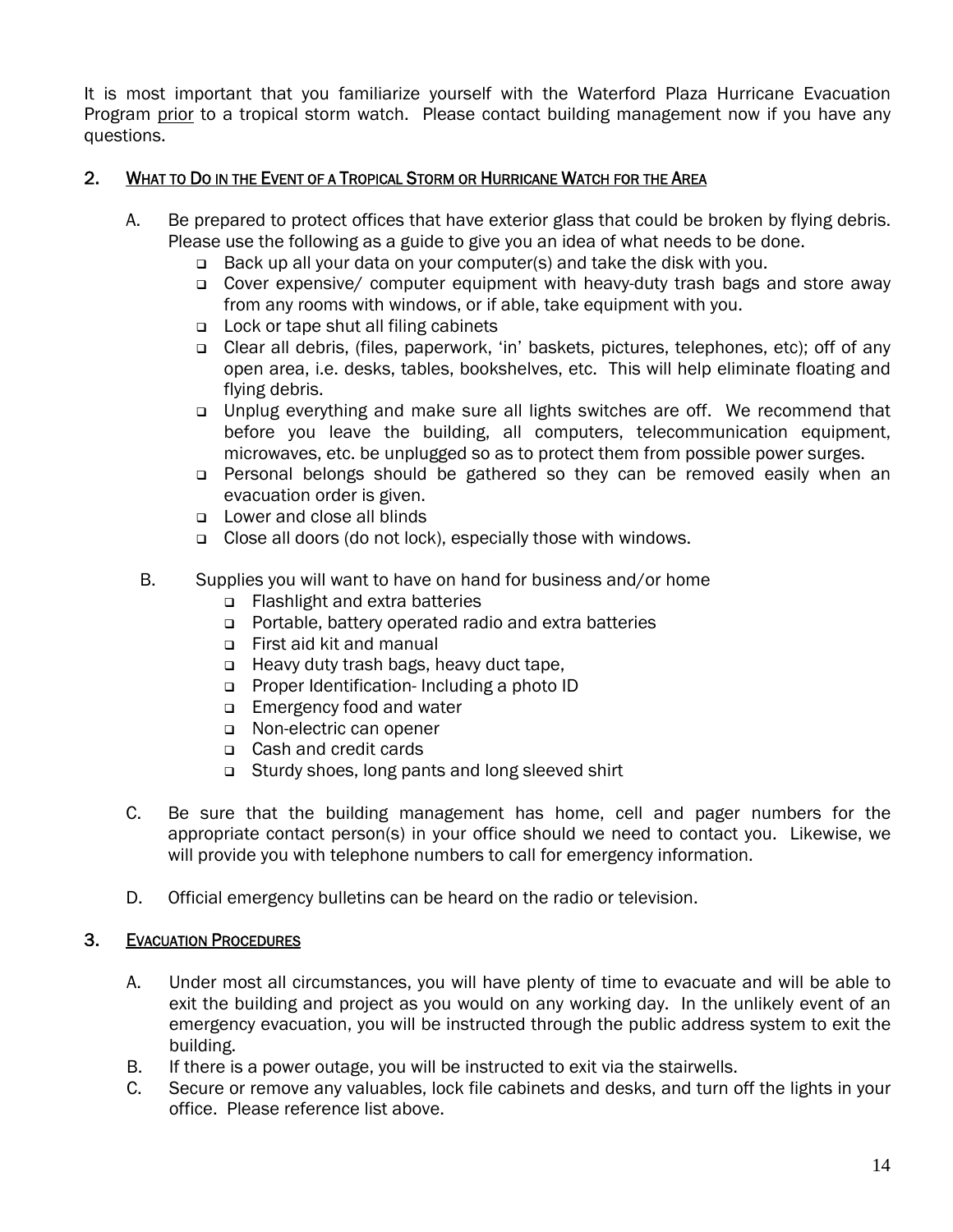It is most important that you familiarize yourself with the Waterford Plaza Hurricane Evacuation Program prior to a tropical storm watch. Please contact building management now if you have any questions.

## 2. What to Do in the Event of a Tropical Storm or Hurricane Watch for the Area

A. Be prepared to protect offices that have exterior glass that could be broken by flying debris. Please use the following as a guide to give you an idea of what needs to be done.

- Back up all your data on your computer(s) and take the disk with you.
- Cover expensive/ computer equipment with heavy-duty trash bags and store away from any rooms with windows, or if able, take equipment with you.
- Lock or tape shut all filing cabinets
- Clear all debris, (files, paperwork, 'in' baskets, pictures, telephones, etc); off of any open area, i.e. desks, tables, bookshelves, etc. This will help eliminate floating and flying debris.
- Unplug everything and make sure all lights switches are off. We recommend that before you leave the building, all computers, telecommunication equipment, microwaves, etc. be unplugged so as to protect them from possible power surges.
- Personal belongs should be gathered so they can be removed easily when an evacuation order is given.
- Lower and close all blinds
- Close all doors (do not lock), especially those with windows.

B. Supplies you will want to have on hand for business and/or home

- Flashlight and extra batteries
- Portable, battery operated radio and extra batteries
- First aid kit and manual
- Heavy duty trash bags, heavy duct tape,
- Proper Identification- Including a photo ID
- Emergency food and water
- Non-electric can opener
- Cash and credit cards
- Sturdy shoes, long pants and long sleeved shirt

C. Be sure that the building management has home, cell and pager numbers for the appropriate contact person(s) in your office should we need to contact you. Likewise, we will provide you with telephone numbers to call for emergency information.

D. Official emergency bulletins can be heard on the radio or television.

## 3. Evacuation Procedures

A. Under most all circumstances, you will have plenty of time to evacuate and will be able to exit the building and project as you would on any working day. In the unlikely event of an emergency evacuation, you will be instructed through the public address system to exit the building.

B. If there is a power outage, you will be instructed to exit via the stairwells.

C. Secure or remove any valuables, lock file cabinets and desks, and turn off the lights in your office. Please reference list above.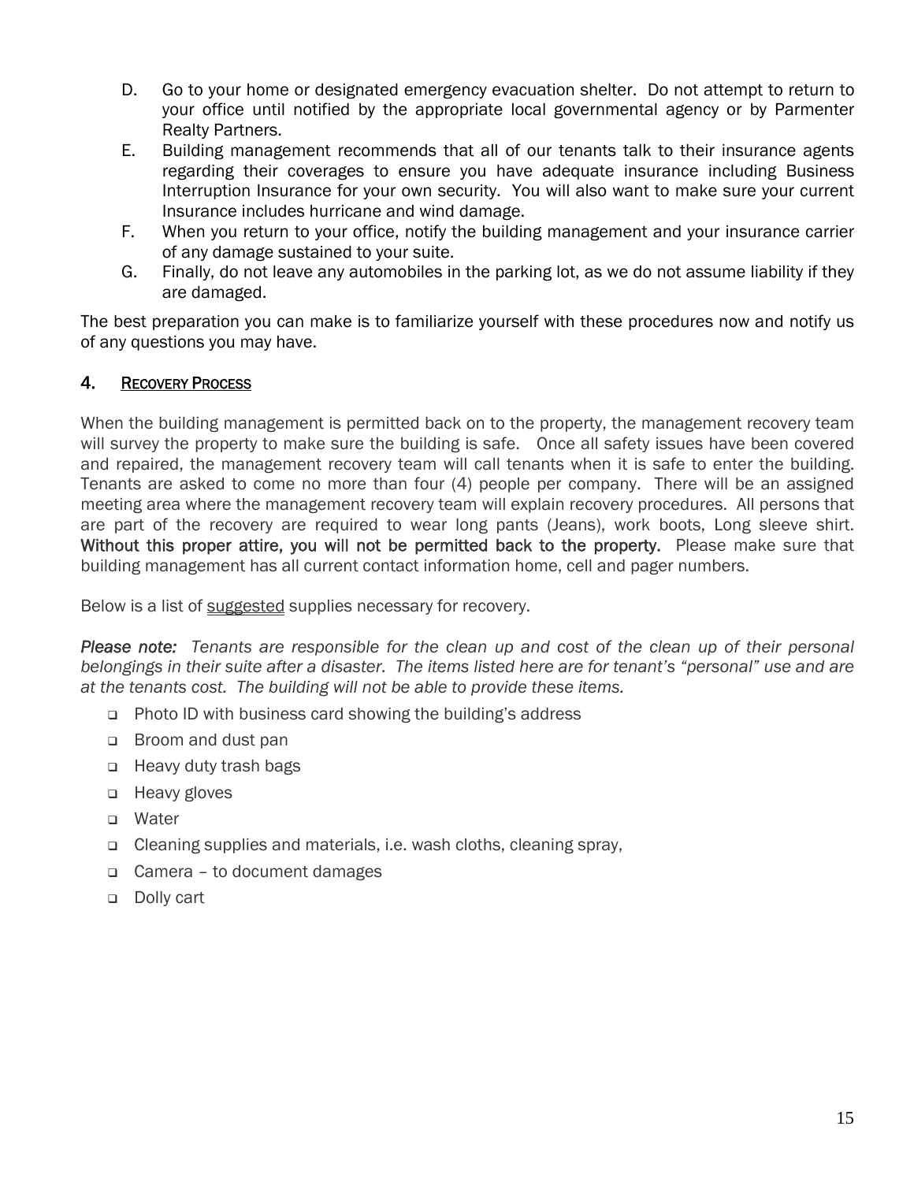D. Go to your home or designated emergency evacuation shelter. Do not attempt to return to your office until notified by the appropriate local governmental agency or by Parmenter Realty Partners.

E. Building management recommends that all of our tenants talk to their insurance agents regarding their coverages to ensure you have adequate insurance including Business Interruption Insurance for your own security. You will also want to make sure your current Insurance includes hurricane and wind damage.

F. When you return to your office, notify the building management and your insurance carrier of any damage sustained to your suite.

G. Finally, do not leave any automobiles in the parking lot, as we do not assume liability if they are damaged.

The best preparation you can make is to familiarize yourself with these procedures now and notify us of any questions you may have.

## 4. Recovery Process

When the building management is permitted back on to the property, the management recovery team will survey the property to make sure the building is safe. Once all safety issues have been covered and repaired, the management recovery team will call tenants when it is safe to enter the building. Tenants are asked to come no more than four (4) people per company. There will be an assigned meeting area where the management recovery team will explain recovery procedures. All persons that are part of the recovery are required to wear long pants (Jeans), work boots, Long sleeve shirt. **Without this proper attire, you will not be permitted back to the property.** Please make sure that building management has all current contact information home, cell and pager numbers.

Below is a list of suggested supplies necessary for recovery.

***Please note:*** *Tenants are responsible for the clean up and cost of the clean up of their personal belongings in their suite after a disaster. The items listed here are for tenant's "personal" use and are at the tenants cost. The building will not be able to provide these items.*

- Photo ID with business card showing the building's address
- Broom and dust pan
- Heavy duty trash bags
- Heavy gloves
- Water
- Cleaning supplies and materials, i.e. wash cloths, cleaning spray,
- Camera – to document damages
- Dolly cart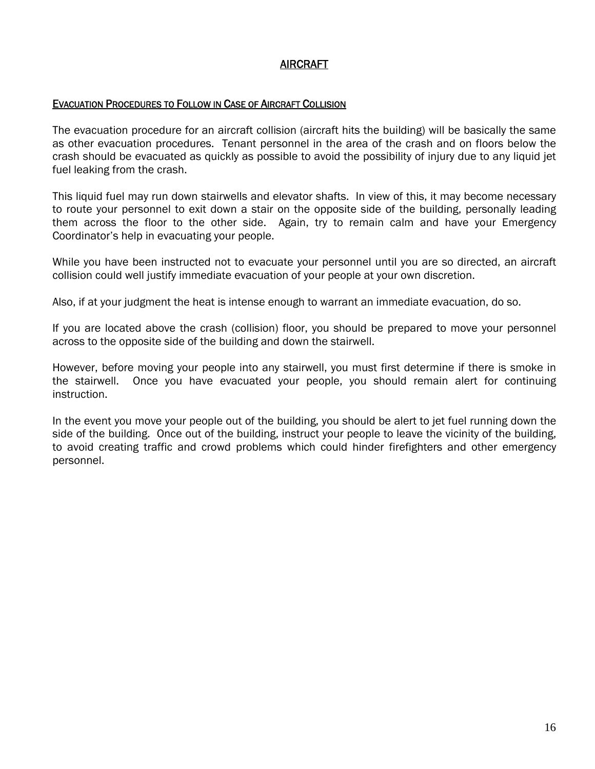# AIRCRAFT

## Evacuation Procedures to Follow in Case of Aircraft Collision

The evacuation procedure for an aircraft collision (aircraft hits the building) will be basically the same as other evacuation procedures. Tenant personnel in the area of the crash and on floors below the crash should be evacuated as quickly as possible to avoid the possibility of injury due to any liquid jet fuel leaking from the crash.

This liquid fuel may run down stairwells and elevator shafts. In view of this, it may become necessary to route your personnel to exit down a stair on the opposite side of the building, personally leading them across the floor to the other side. Again, try to remain calm and have your Emergency Coordinator's help in evacuating your people.

While you have been instructed not to evacuate your personnel until you are so directed, an aircraft collision could well justify immediate evacuation of your people at your own discretion.

Also, if at your judgment the heat is intense enough to warrant an immediate evacuation, do so.

If you are located above the crash (collision) floor, you should be prepared to move your personnel across to the opposite side of the building and down the stairwell.

However, before moving your people into any stairwell, you must first determine if there is smoke in the stairwell. Once you have evacuated your people, you should remain alert for continuing instruction.

In the event you move your people out of the building, you should be alert to jet fuel running down the side of the building. Once out of the building, instruct your people to leave the vicinity of the building, to avoid creating traffic and crowd problems which could hinder firefighters and other emergency personnel.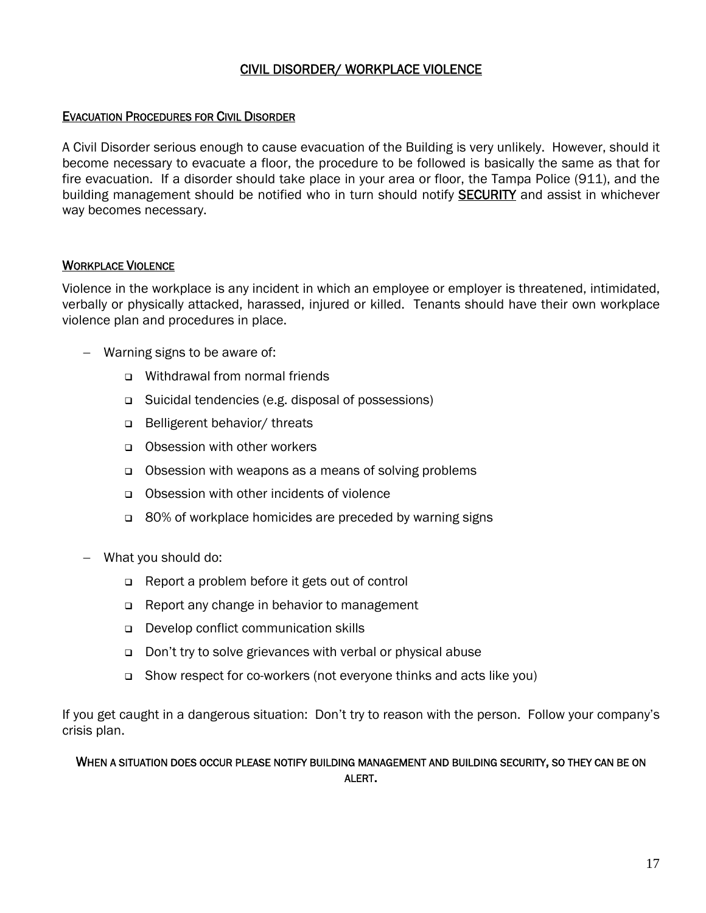# CIVIL DISORDER/ WORKPLACE VIOLENCE

## EVACUATION PROCEDURES FOR CIVIL DISORDER

A Civil Disorder serious enough to cause evacuation of the Building is very unlikely. However, should it become necessary to evacuate a floor, the procedure to be followed is basically the same as that for fire evacuation. If a disorder should take place in your area or floor, the Tampa Police (911), and the building management should be notified who in turn should notify **SECURITY** and assist in whichever way becomes necessary.

## WORKPLACE VIOLENCE

Violence in the workplace is any incident in which an employee or employer is threatened, intimidated, verbally or physically attacked, harassed, injured or killed. Tenants should have their own workplace violence plan and procedures in place.

- Warning signs to be aware of:
  - Withdrawal from normal friends
  - Suicidal tendencies (e.g. disposal of possessions)
  - Belligerent behavior/ threats
  - Obsession with other workers
  - Obsession with weapons as a means of solving problems
  - Obsession with other incidents of violence
  - 80% of workplace homicides are preceded by warning signs
- What you should do:
  - Report a problem before it gets out of control
  - Report any change in behavior to management
  - Develop conflict communication skills
  - Don't try to solve grievances with verbal or physical abuse
  - Show respect for co-workers (not everyone thinks and acts like you)

If you get caught in a dangerous situation: Don't try to reason with the person. Follow your company's crisis plan.

**WHEN A SITUATION DOES OCCUR PLEASE NOTIFY BUILDING MANAGEMENT AND BUILDING SECURITY, SO THEY CAN BE ON ALERT.**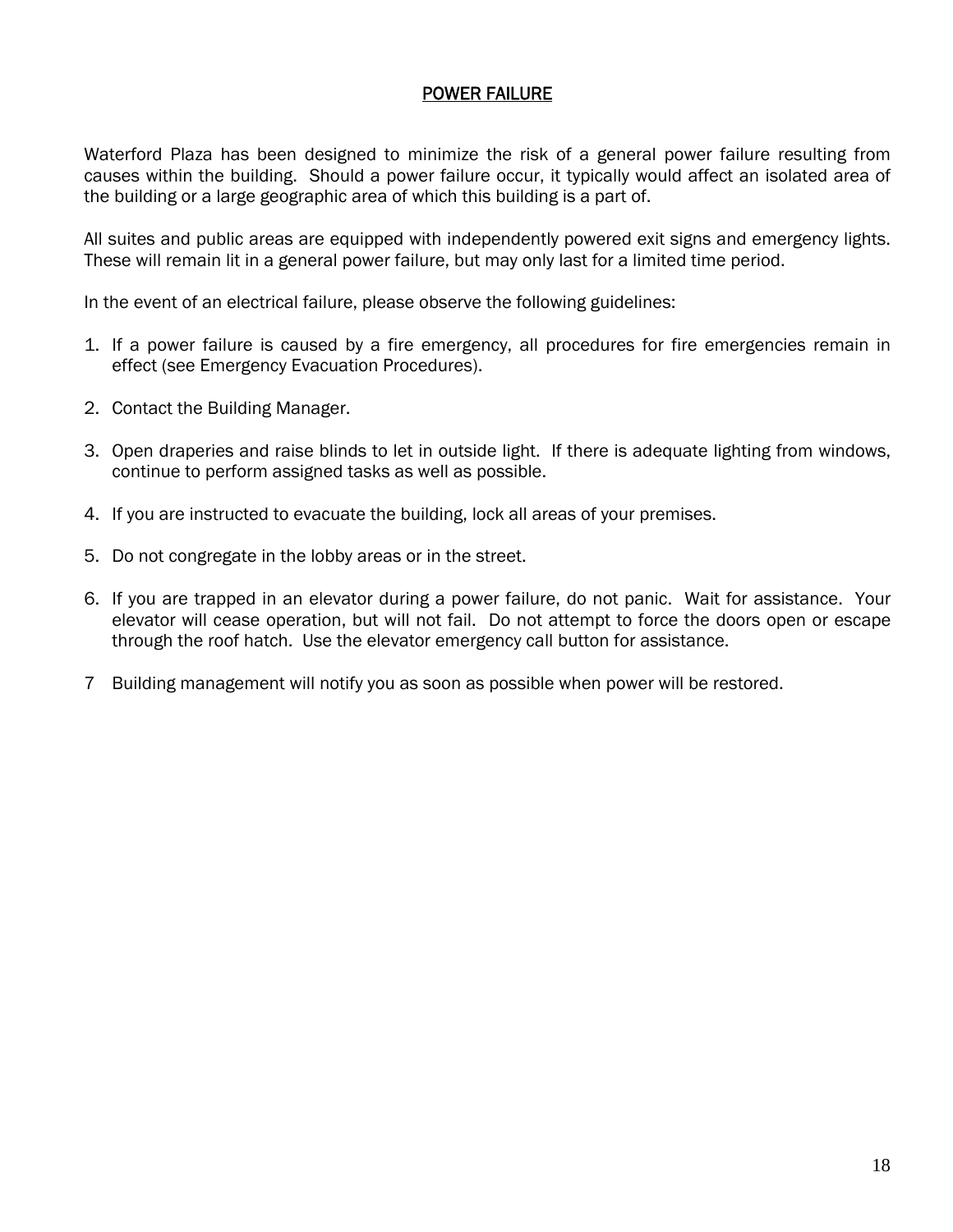## POWER FAILURE

Waterford Plaza has been designed to minimize the risk of a general power failure resulting from causes within the building. Should a power failure occur, it typically would affect an isolated area of the building or a large geographic area of which this building is a part of.

All suites and public areas are equipped with independently powered exit signs and emergency lights. These will remain lit in a general power failure, but may only last for a limited time period.

In the event of an electrical failure, please observe the following guidelines:

1. If a power failure is caused by a fire emergency, all procedures for fire emergencies remain in effect (see Emergency Evacuation Procedures).
2. Contact the Building Manager.
3. Open draperies and raise blinds to let in outside light. If there is adequate lighting from windows, continue to perform assigned tasks as well as possible.
4. If you are instructed to evacuate the building, lock all areas of your premises.
5. Do not congregate in the lobby areas or in the street.
6. If you are trapped in an elevator during a power failure, do not panic. Wait for assistance. Your elevator will cease operation, but will not fail. Do not attempt to force the doors open or escape through the roof hatch. Use the elevator emergency call button for assistance.
7. Building management will notify you as soon as possible when power will be restored.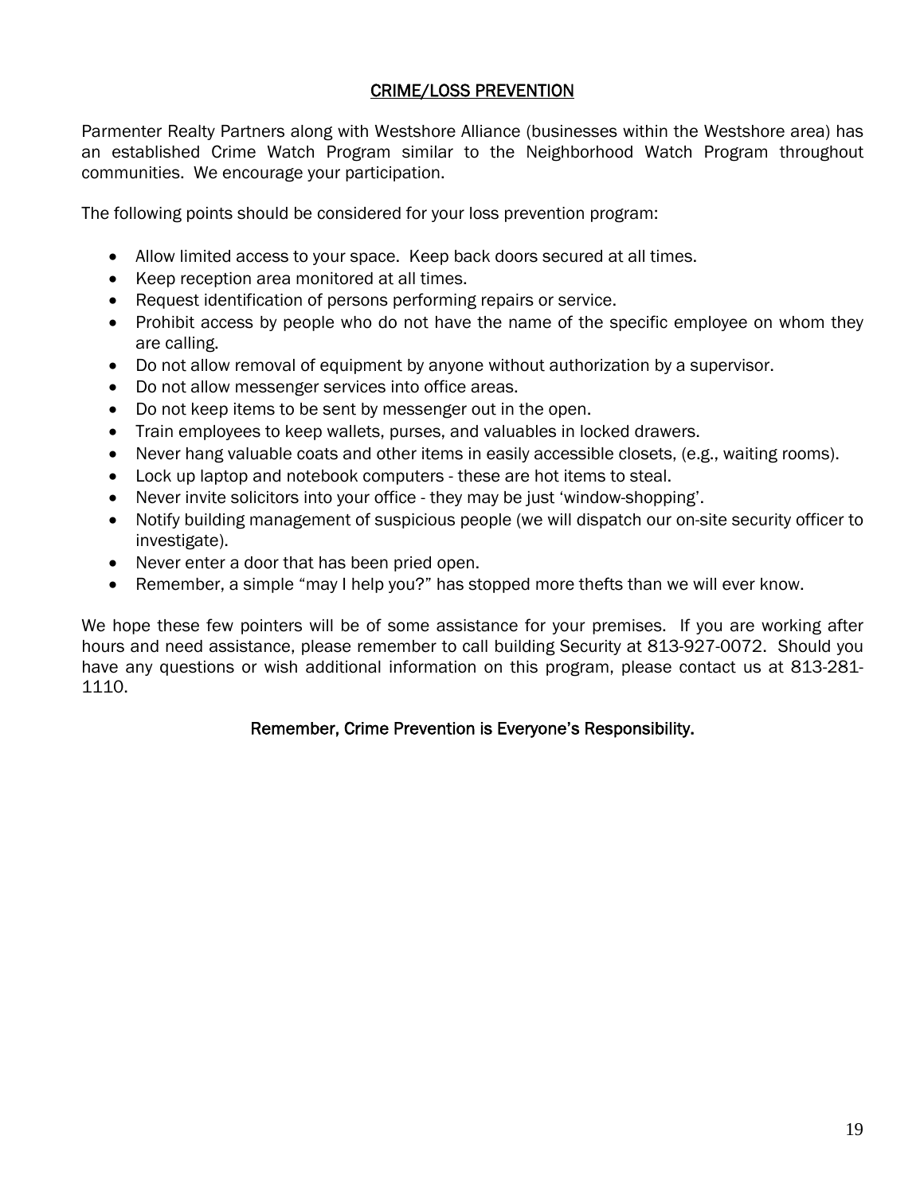## CRIME/LOSS PREVENTION

Parmenter Realty Partners along with Westshore Alliance (businesses within the Westshore area) has an established Crime Watch Program similar to the Neighborhood Watch Program throughout communities. We encourage your participation.

The following points should be considered for your loss prevention program:

- Allow limited access to your space. Keep back doors secured at all times.
- Keep reception area monitored at all times.
- Request identification of persons performing repairs or service.
- Prohibit access by people who do not have the name of the specific employee on whom they are calling.
- Do not allow removal of equipment by anyone without authorization by a supervisor.
- Do not allow messenger services into office areas.
- Do not keep items to be sent by messenger out in the open.
- Train employees to keep wallets, purses, and valuables in locked drawers.
- Never hang valuable coats and other items in easily accessible closets, (e.g., waiting rooms).
- Lock up laptop and notebook computers - these are hot items to steal.
- Never invite solicitors into your office - they may be just 'window-shopping'.
- Notify building management of suspicious people (we will dispatch our on-site security officer to investigate).
- Never enter a door that has been pried open.
- Remember, a simple "may I help you?" has stopped more thefts than we will ever know.

We hope these few pointers will be of some assistance for your premises. If you are working after hours and need assistance, please remember to call building Security at 813-927-0072. Should you have any questions or wish additional information on this program, please contact us at 813-281-1110.

**Remember, Crime Prevention is Everyone's Responsibility.**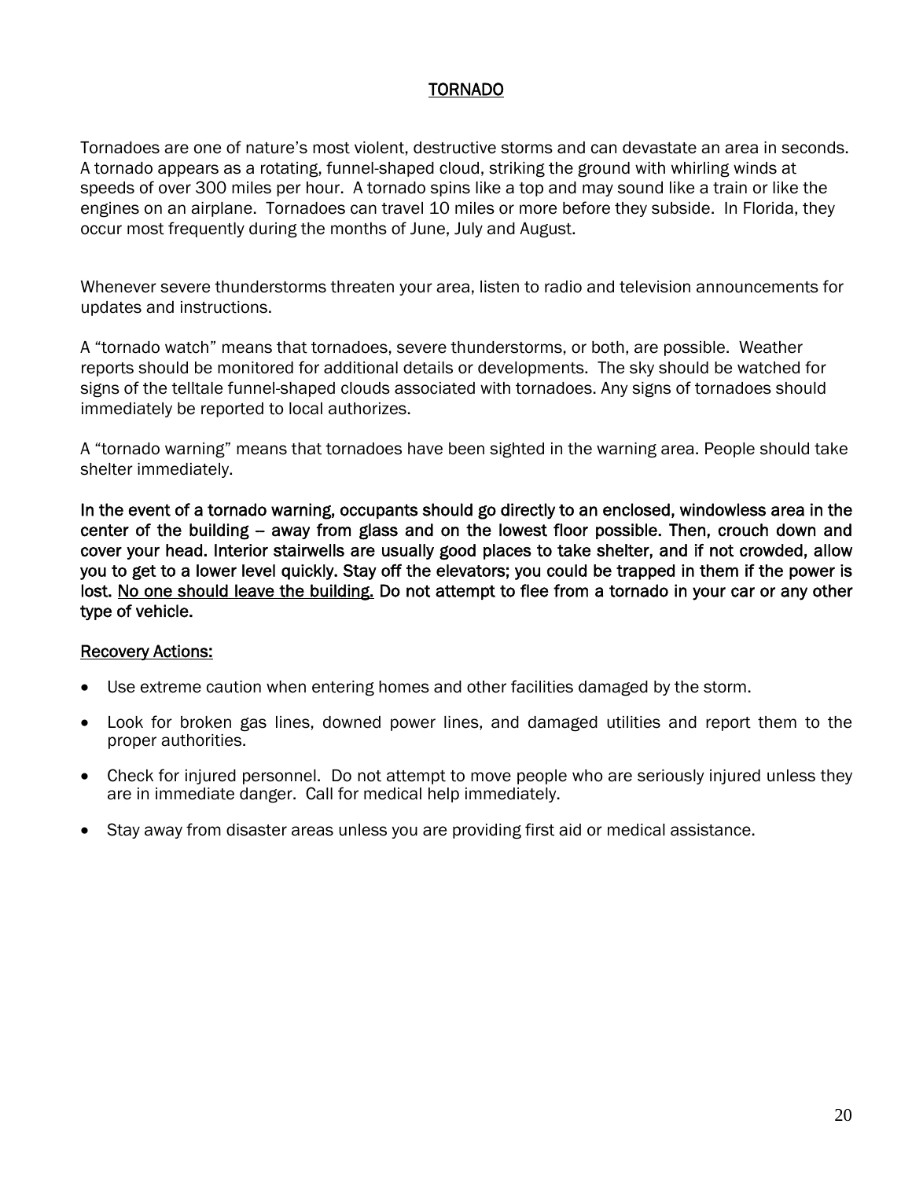## TORNADO

Tornadoes are one of nature's most violent, destructive storms and can devastate an area in seconds. A tornado appears as a rotating, funnel-shaped cloud, striking the ground with whirling winds at speeds of over 300 miles per hour. A tornado spins like a top and may sound like a train or like the engines on an airplane. Tornadoes can travel 10 miles or more before they subside. In Florida, they occur most frequently during the months of June, July and August.

Whenever severe thunderstorms threaten your area, listen to radio and television announcements for updates and instructions.

A "tornado watch" means that tornadoes, severe thunderstorms, or both, are possible. Weather reports should be monitored for additional details or developments. The sky should be watched for signs of the telltale funnel-shaped clouds associated with tornadoes. Any signs of tornadoes should immediately be reported to local authorizes.

A "tornado warning" means that tornadoes have been sighted in the warning area. People should take shelter immediately.

**In the event of a tornado warning, occupants should go directly to an enclosed, windowless area in the center of the building – away from glass and on the lowest floor possible. Then, crouch down and cover your head. Interior stairwells are usually good places to take shelter, and if not crowded, allow you to get to a lower level quickly. Stay off the elevators; you could be trapped in them if the power is lost. <u>No one should leave the building.</u> Do not attempt to flee from a tornado in your car or any other type of vehicle.**

<u>Recovery Actions:</u>

- Use extreme caution when entering homes and other facilities damaged by the storm.
- Look for broken gas lines, downed power lines, and damaged utilities and report them to the proper authorities.
- Check for injured personnel. Do not attempt to move people who are seriously injured unless they are in immediate danger. Call for medical help immediately.
- Stay away from disaster areas unless you are providing first aid or medical assistance.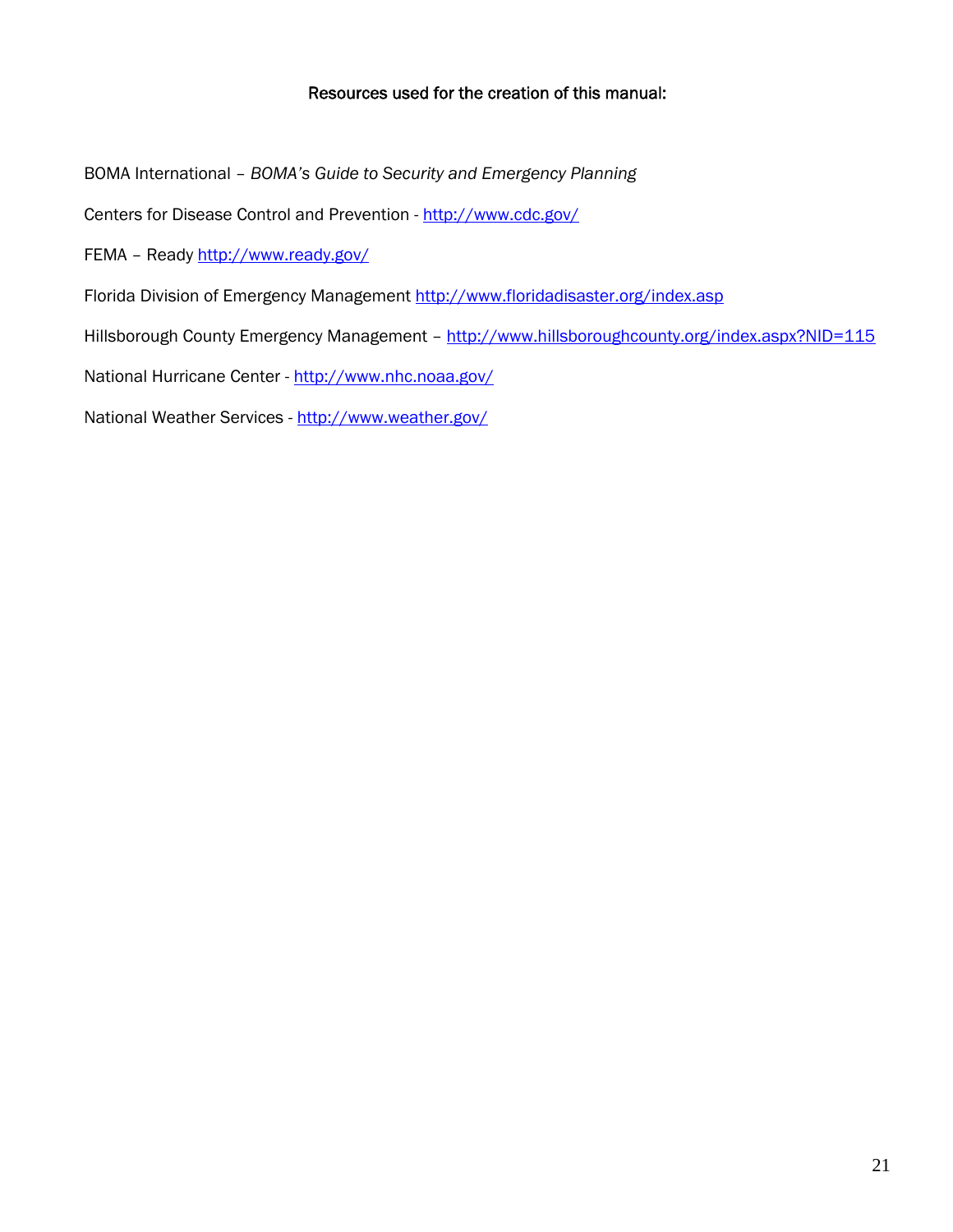## Resources used for the creation of this manual:

BOMA International – *BOMA's Guide to Security and Emergency Planning*

Centers for Disease Control and Prevention - http://www.cdc.gov/

FEMA – Ready http://www.ready.gov/

Florida Division of Emergency Management http://www.floridadisaster.org/index.asp

Hillsborough County Emergency Management – http://www.hillsboroughcounty.org/index.aspx?NID=115

National Hurricane Center - http://www.nhc.noaa.gov/

National Weather Services - http://www.weather.gov/